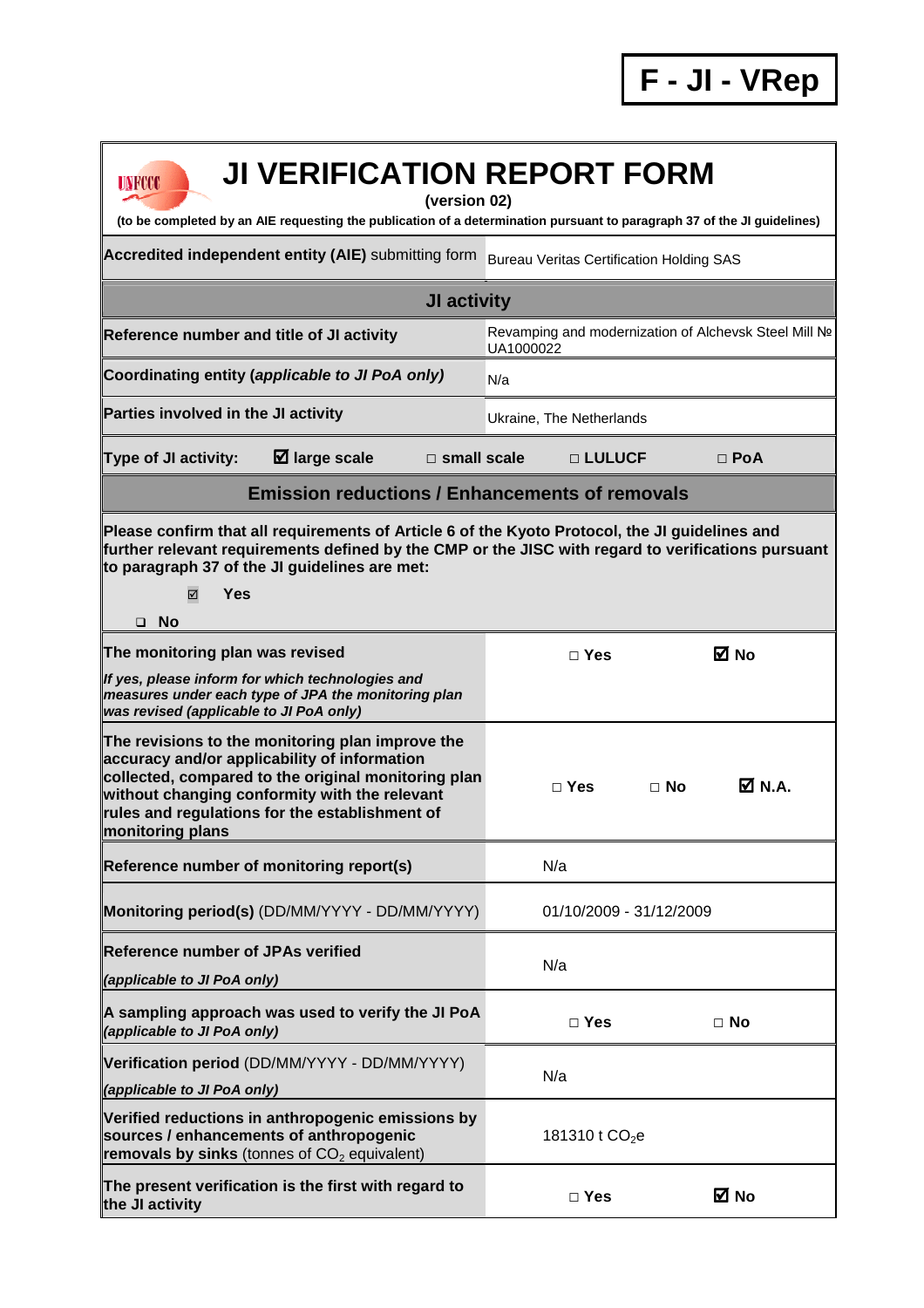**F - JI - VRep**

# JI VERIFICATION REPORT FORM

**(version 02)**

**(to be completed by an AIE requesting the publication of a determination pursuant to paragraph 37 of the JI guidelines)**

| | | | |
|---|---|---|---|
| **Accredited independent entity (AIE)** submitting form | Bureau Veritas Certification Holding SAS | | |
| **JI activity** | | | |
| **Reference number and title of JI activity** | Revamping and modernization of Alchevsk Steel Mill № UA1000022 | | |
| **Coordinating entity (*applicable to JI PoA only*)** | N/a | | |
| **Parties involved in the JI activity** | Ukraine, The Netherlands | | |
| **Type of JI activity:** ☑ **large scale** | □ **small scale** | □ **LULUCF** | □ **PoA** |
| **Emission reductions / Enhancements of removals** | | | |
| **Please confirm that all requirements of Article 6 of the Kyoto Protocol, the JI guidelines and further relevant requirements defined by the CMP or the JISC with regard to verifications pursuant to paragraph 37 of the JI guidelines are met:** ☑ **Yes** ❑ **No** | | | |
| **The monitoring plan was revised** *If yes, please inform for which technologies and measures under each type of JPA the monitoring plan was revised (applicable to JI PoA only)* | □ **Yes** | ☑ **No** | |
| **The revisions to the monitoring plan improve the accuracy and/or applicability of information collected, compared to the original monitoring plan without changing conformity with the relevant rules and regulations for the establishment of monitoring plans** | □ **Yes** | □ **No** | ☑ **N.A.** |
| **Reference number of monitoring report(s)** | N/a | | |
| **Monitoring period(s)** (DD/MM/YYYY - DD/MM/YYYY) | 01/10/2009 - 31/12/2009 | | |
| **Reference number of JPAs verified** *(applicable to JI PoA only)* | N/a | | |
| **A sampling approach was used to verify the JI PoA** *(applicable to JI PoA only)* | □ **Yes** | □ **No** | |
| **Verification period** (DD/MM/YYYY - DD/MM/YYYY) *(applicable to JI PoA only)* | N/a | | |
| **Verified reductions in anthropogenic emissions by sources / enhancements of anthropogenic removals by sinks** (tonnes of $CO_2$ equivalent) | 181310 t $CO_2e$ | | |
| **The present verification is the first with regard to the JI activity** | □ **Yes** | ☑ **No** | |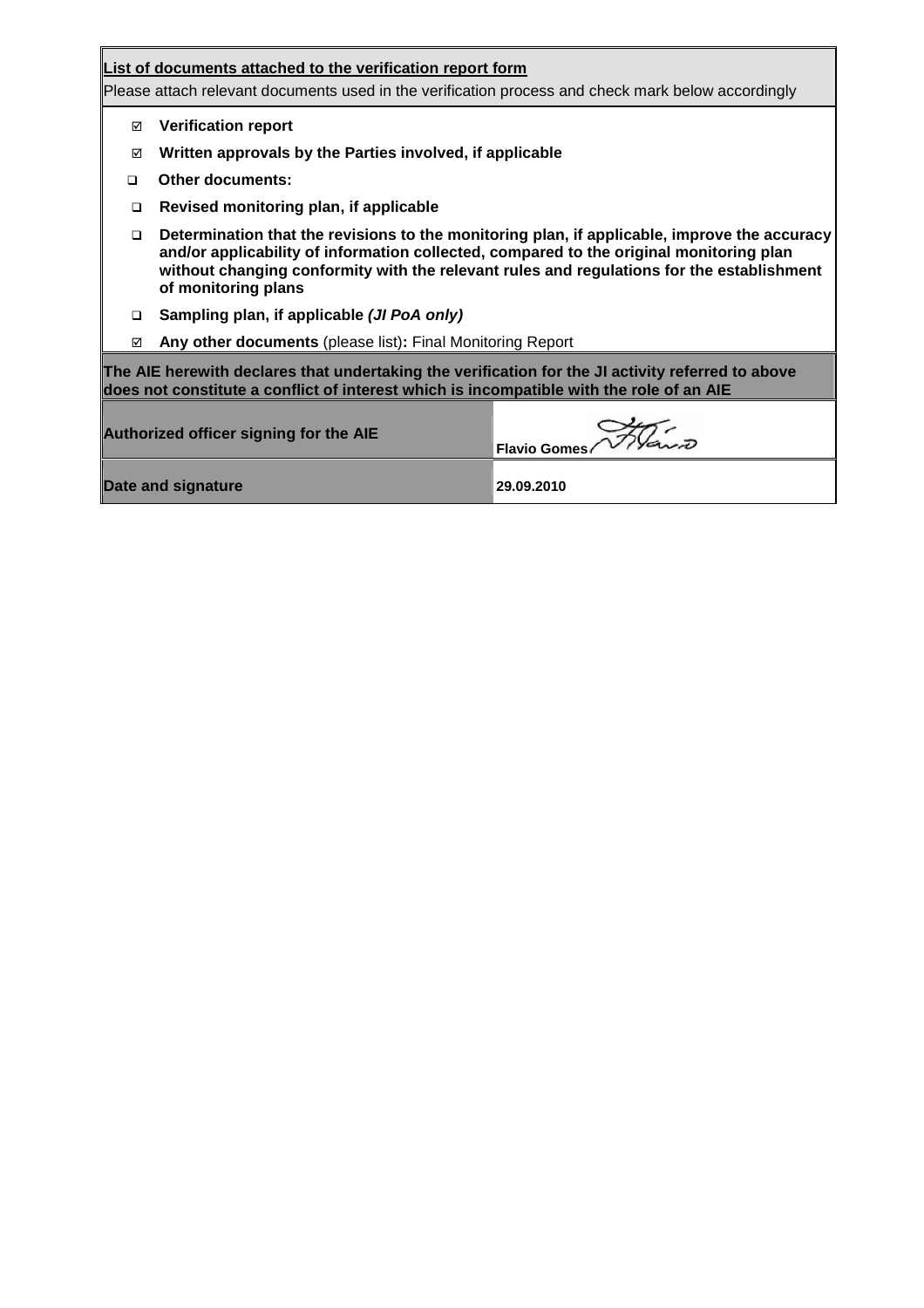**List of documents attached to the verification report form**

Please attach relevant documents used in the verification process and check mark below accordingly

- ☑ **Verification report**
- ☑ **Written approvals by the Parties involved, if applicable**
- ❑ **Other documents:**
- ❑ **Revised monitoring plan, if applicable**
- ❑ **Determination that the revisions to the monitoring plan, if applicable, improve the accuracy and/or applicability of information collected, compared to the original monitoring plan without changing conformity with the relevant rules and regulations for the establishment of monitoring plans**
- ❑ **Sampling plan, if applicable *(JI PoA only)***
- ☑ **Any other documents** (please list)**:** Final Monitoring Report

**The AIE herewith declares that undertaking the verification for the JI activity referred to above does not constitute a conflict of interest which is incompatible with the role of an AIE**

| | |
|---|---|
| **Authorized officer signing for the AIE** | **Flavio Gomes** |
| **Date and signature** | **29.09.2010** |